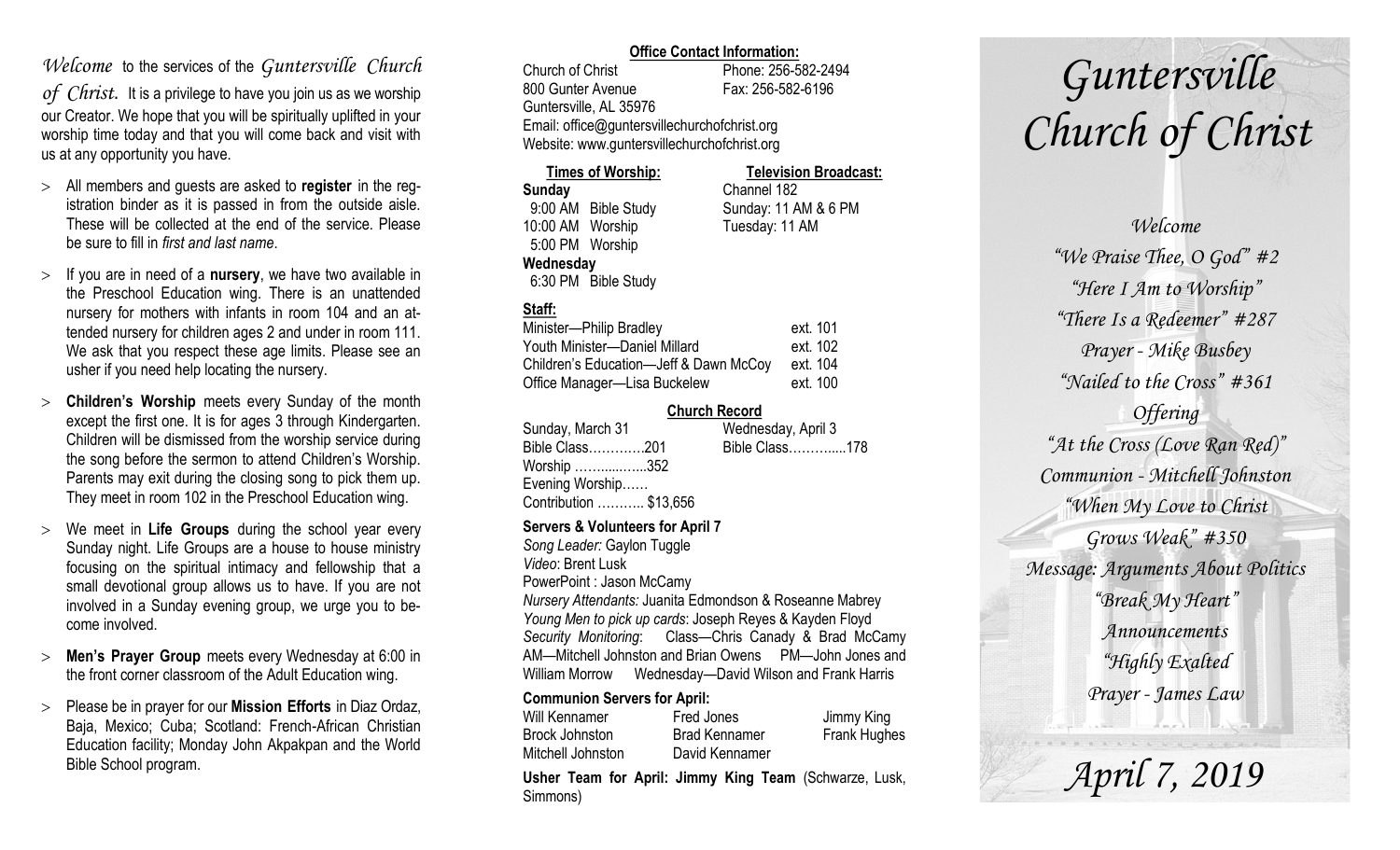*Welcome* to the services of the *Guntersville Church of Christ.* It is a privilege to have you join us as we worship our Creator. We hope that you will be spiritually uplifted in your worship time today and that you will come back and visit with us at any opportunity you have.

- All members and guests are asked to **register** in the registration binder as it is passed in from the outside aisle. These will be collected at the end of the service. Please be sure to fill in *first and last name*.
- If you are in need of a **nursery**, we have two available in the Preschool Education wing. There is an unattended nursery for mothers with infants in room 104 and an attended nursery for children ages 2 and under in room 111. We ask that you respect these age limits. Please see an usher if you need help locating the nursery.
- **Children's Worship** meets every Sunday of the month except the first one. It is for ages 3 through Kindergarten. Children will be dismissed from the worship service during the song before the sermon to attend Children's Worship. Parents may exit during the closing song to pick them up. They meet in room 102 in the Preschool Education wing.
- We meet in **Life Groups** during the school year every Sunday night. Life Groups are a house to house ministry focusing on the spiritual intimacy and fellowship that a small devotional group allows us to have. If you are not involved in a Sunday evening group, we urge you to become involved.
- **Men's Prayer Group** meets every Wednesday at 6:00 in the front corner classroom of the Adult Education wing.
- Please be in prayer for our **Mission Efforts** in Diaz Ordaz, Baja, Mexico; Cuba; Scotland: French-African Christian Education facility; Monday John Akpakpan and the World Bible School program.

**Office Contact Information:**

Church of Christ — Phone: 256-582-2494
800 Gunter Avenue — Fax: 256-582-6196
Guntersville, AL 35976
Email: office@guntersvillechurchofchrist.org
Website: www.guntersvillechurchofchrist.org

**Times of Worship:**

**Sunday**
9:00 AM Bible Study
10:00 AM Worship
5:00 PM Worship
**Wednesday**
6:30 PM Bible Study

**Television Broadcast:**

Channel 182
Sunday: 11 AM & 6 PM
Tuesday: 11 AM

**Staff:**

| | |
|---|---|
| Minister—Philip Bradley | ext. 101 |
| Youth Minister—Daniel Millard | ext. 102 |
| Children's Education—Jeff & Dawn McCoy | ext. 104 |
| Office Manager—Lisa Buckelew | ext. 100 |

**Church Record**

| Sunday, March 31 | Wednesday, April 3 |
|---|---|
| Bible Class…………201 | Bible Class………....178 |
| Worship ……......…..352 | |
| Evening Worship…… | |
| Contribution ……….. $13,656 | |

**Servers & Volunteers for April 7**

*Song Leader:* Gaylon Tuggle
*Video*: Brent Lusk
PowerPoint : Jason McCamy
*Nursery Attendants:* Juanita Edmondson & Roseanne Mabrey
*Young Men to pick up cards*: Joseph Reyes & Kayden Floyd
*Security Monitoring*: Class—Chris Canady & Brad McCamy AM—Mitchell Johnston and Brian Owens PM—John Jones and William Morrow Wednesday—David Wilson and Frank Harris

**Communion Servers for April:**

| | | |
|---|---|---|
| Will Kennamer | Fred Jones | Jimmy King |
| Brock Johnston | Brad Kennamer | Frank Hughes |
| Mitchell Johnston | David Kennamer | |

**Usher Team for April: Jimmy King Team** (Schwarze, Lusk, Simmons)

# *Guntersville Church of Christ*

*Welcome*
*"We Praise Thee, O God" #2*
*"Here I Am to Worship"*
*"There Is a Redeemer" #287*
*Prayer - Mike Busbey*
*"Nailed to the Cross" #361*
*Offering*
*"At the Cross (Love Ran Red)"*
*Communion - Mitchell Johnston*
*"When My Love to Christ Grows Weak" #350*
*Message: Arguments About Politics*
*"Break My Heart"*
*Announcements*
*"Highly Exalted*
*Prayer - James Law*

## *April 7, 2019*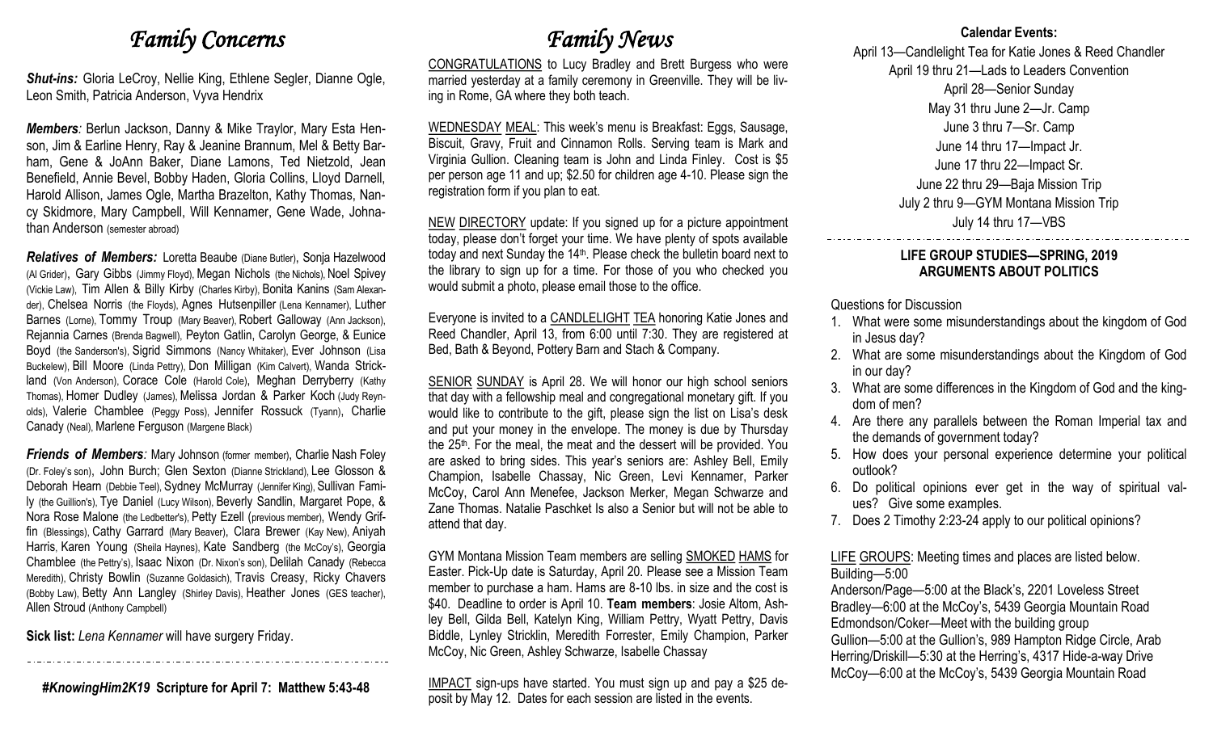# *Family Concerns*

***Shut-ins:*** Gloria LeCroy, Nellie King, Ethlene Segler, Dianne Ogle, Leon Smith, Patricia Anderson, Vyva Hendrix

***Members:*** Berlun Jackson, Danny & Mike Traylor, Mary Esta Henson, Jim & Earline Henry, Ray & Jeanine Brannum, Mel & Betty Barham, Gene & JoAnn Baker, Diane Lamons, Ted Nietzold, Jean Benefield, Annie Bevel, Bobby Haden, Gloria Collins, Lloyd Darnell, Harold Allison, James Ogle, Martha Brazelton, Kathy Thomas, Nancy Skidmore, Mary Campbell, Will Kennamer, Gene Wade, Johnathan Anderson (semester abroad)

***Relatives of Members:*** Loretta Beaube (Diane Butler), Sonja Hazelwood (Al Grider), Gary Gibbs (Jimmy Floyd), Megan Nichols (the Nichols), Noel Spivey (Vickie Law), Tim Allen & Billy Kirby (Charles Kirby), Bonita Kanins (Sam Alexander), Chelsea Norris (the Floyds), Agnes Hutsenpiller (Lena Kennamer), Luther Barnes (Lorne), Tommy Troup (Mary Beaver), Robert Galloway (Ann Jackson), Rejannia Carnes (Brenda Bagwell), Peyton Gatlin, Carolyn George, & Eunice Boyd (the Sanderson's), Sigrid Simmons (Nancy Whitaker), Ever Johnson (Lisa Buckelew), Bill Moore (Linda Pettry), Don Milligan (Kim Calvert), Wanda Strickland (Von Anderson), Corace Cole (Harold Cole), Meghan Derryberry (Kathy Thomas), Homer Dudley (James), Melissa Jordan & Parker Koch (Judy Reynolds), Valerie Chamblee (Peggy Poss), Jennifer Rossuck (Tyann), Charlie Canady (Neal), Marlene Ferguson (Margene Black)

***Friends of Members:*** Mary Johnson (former member), Charlie Nash Foley (Dr. Foley's son), John Burch; Glen Sexton (Dianne Strickland), Lee Glosson & Deborah Hearn (Debbie Teel), Sydney McMurray (Jennifer King), Sullivan Family (the Guillion's), Tye Daniel (Lucy Wilson), Beverly Sandlin, Margaret Pope, & Nora Rose Malone (the Ledbetter's), Petty Ezell (previous member), Wendy Griffin (Blessings), Cathy Garrard (Mary Beaver), Clara Brewer (Kay New), Aniyah Harris, Karen Young (Sheila Haynes), Kate Sandberg (the McCoy's), Georgia Chamblee (the Pettry's), Isaac Nixon (Dr. Nixon's son), Delilah Canady (Rebecca Meredith), Christy Bowlin (Suzanne Goldasich), Travis Creasy, Ricky Chavers (Bobby Law), Betty Ann Langley (Shirley Davis), Heather Jones (GES teacher), Allen Stroud (Anthony Campbell)

**Sick list:** *Lena Kennamer* will have surgery Friday.

***#KnowingHim2K19* Scripture for April 7: Matthew 5:43-48**

# *Family News*

CONGRATULATIONS to Lucy Bradley and Brett Burgess who were married yesterday at a family ceremony in Greenville. They will be living in Rome, GA where they both teach.

WEDNESDAY MEAL: This week's menu is Breakfast: Eggs, Sausage, Biscuit, Gravy, Fruit and Cinnamon Rolls. Serving team is Mark and Virginia Gullion. Cleaning team is John and Linda Finley. Cost is $5 per person age 11 and up; $2.50 for children age 4-10. Please sign the registration form if you plan to eat.

NEW DIRECTORY update: If you signed up for a picture appointment today, please don't forget your time. We have plenty of spots available today and next Sunday the 14th. Please check the bulletin board next to the library to sign up for a time. For those of you who checked you would submit a photo, please email those to the office.

Everyone is invited to a CANDLELIGHT TEA honoring Katie Jones and Reed Chandler, April 13, from 6:00 until 7:30. They are registered at Bed, Bath & Beyond, Pottery Barn and Stach & Company.

SENIOR SUNDAY is April 28. We will honor our high school seniors that day with a fellowship meal and congregational monetary gift. If you would like to contribute to the gift, please sign the list on Lisa's desk and put your money in the envelope. The money is due by Thursday the 25th. For the meal, the meat and the dessert will be provided. You are asked to bring sides. This year's seniors are: Ashley Bell, Emily Champion, Isabelle Chassay, Nic Green, Levi Kennamer, Parker McCoy, Carol Ann Menefee, Jackson Merker, Megan Schwarze and Zane Thomas. Natalie Paschket Is also a Senior but will not be able to attend that day.

GYM Montana Mission Team members are selling SMOKED HAMS for Easter. Pick-Up date is Saturday, April 20. Please see a Mission Team member to purchase a ham. Hams are 8-10 lbs. in size and the cost is $40. Deadline to order is April 10. **Team members**: Josie Altom, Ashley Bell, Gilda Bell, Katelyn King, William Pettry, Wyatt Pettry, Davis Biddle, Lynley Stricklin, Meredith Forrester, Emily Champion, Parker McCoy, Nic Green, Ashley Schwarze, Isabelle Chassay

IMPACT sign-ups have started. You must sign up and pay a $25 deposit by May 12. Dates for each session are listed in the events.

**Calendar Events:**

April 13—Candlelight Tea for Katie Jones & Reed Chandler
April 19 thru 21—Lads to Leaders Convention
April 28—Senior Sunday
May 31 thru June 2—Jr. Camp
June 3 thru 7—Sr. Camp
June 14 thru 17—Impact Jr.
June 17 thru 22—Impact Sr.
June 22 thru 29—Baja Mission Trip
July 2 thru 9—GYM Montana Mission Trip
July 14 thru 17—VBS

## LIFE GROUP STUDIES—SPRING, 2019
## ARGUMENTS ABOUT POLITICS

Questions for Discussion

1. What were some misunderstandings about the kingdom of God in Jesus day?
2. What are some misunderstandings about the Kingdom of God in our day?
3. What are some differences in the Kingdom of God and the kingdom of men?
4. Are there any parallels between the Roman Imperial tax and the demands of government today?
5. How does your personal experience determine your political outlook?
6. Do political opinions ever get in the way of spiritual values? Give some examples.
7. Does 2 Timothy 2:23-24 apply to our political opinions?

LIFE GROUPS: Meeting times and places are listed below.
Building—5:00
Anderson/Page—5:00 at the Black's, 2201 Loveless Street
Bradley—6:00 at the McCoy's, 5439 Georgia Mountain Road
Edmondson/Coker—Meet with the building group
Gullion—5:00 at the Gullion's, 989 Hampton Ridge Circle, Arab
Herring/Driskill—5:30 at the Herring's, 4317 Hide-a-way Drive
McCoy—6:00 at the McCoy's, 5439 Georgia Mountain Road